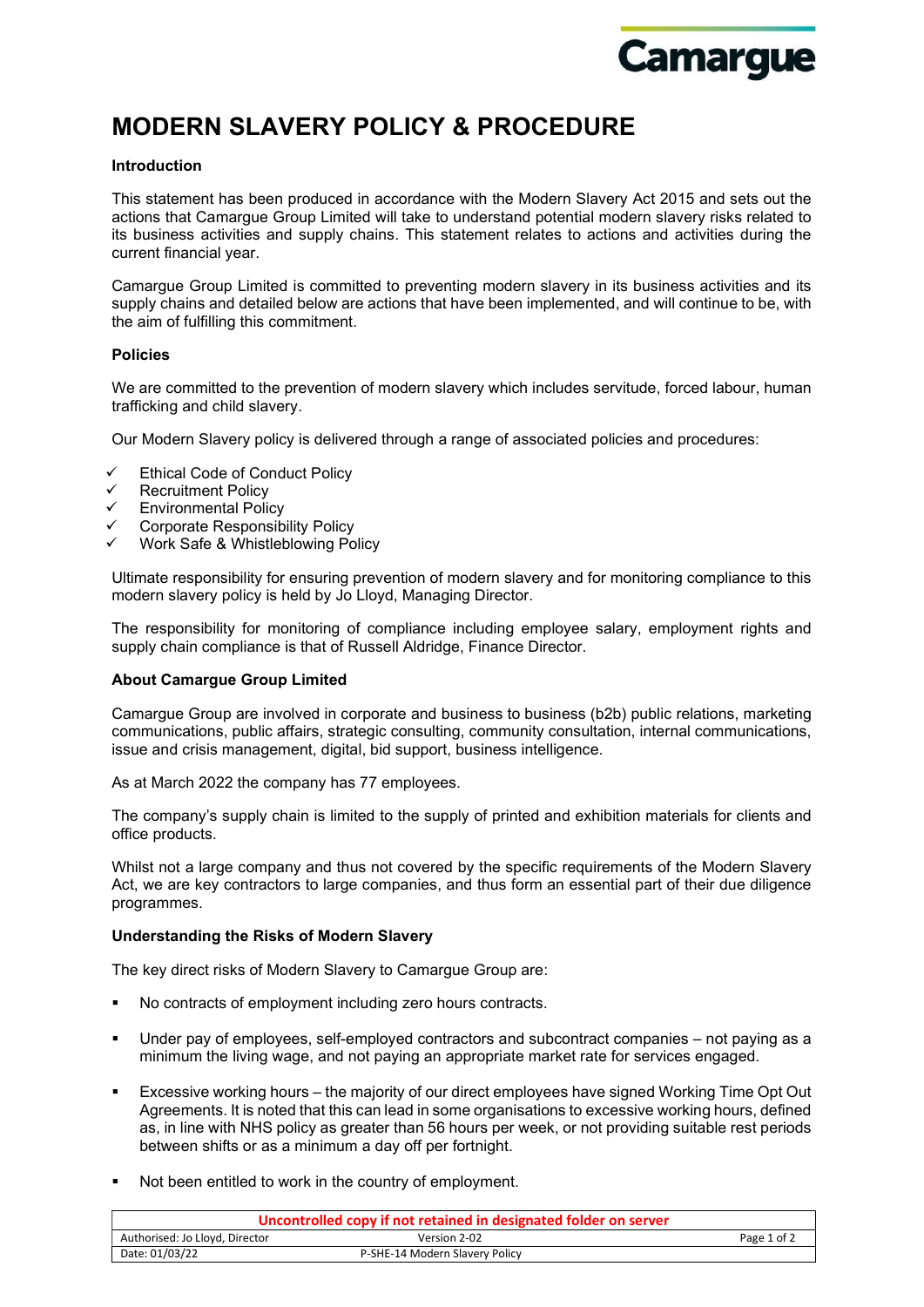# MODERN SLAVERY POLICY & PROCEDURE

**Introduction**

This statement has been produced in accordance with the Modern Slavery Act 2015 and sets out the actions that Camargue Group Limited will take to understand potential modern slavery risks related to its business activities and supply chains. This statement relates to actions and activities during the current financial year.

Camargue Group Limited is committed to preventing modern slavery in its business activities and its supply chains and detailed below are actions that have been implemented, and will continue to be, with the aim of fulfilling this commitment.

**Policies**

We are committed to the prevention of modern slavery which includes servitude, forced labour, human trafficking and child slavery.

Our Modern Slavery policy is delivered through a range of associated policies and procedures:

- ✓ Ethical Code of Conduct Policy
- ✓ Recruitment Policy
- ✓ Environmental Policy
- ✓ Corporate Responsibility Policy
- ✓ Work Safe & Whistleblowing Policy

Ultimate responsibility for ensuring prevention of modern slavery and for monitoring compliance to this modern slavery policy is held by Jo Lloyd, Managing Director.

The responsibility for monitoring of compliance including employee salary, employment rights and supply chain compliance is that of Russell Aldridge, Finance Director.

**About Camargue Group Limited**

Camargue Group are involved in corporate and business to business (b2b) public relations, marketing communications, public affairs, strategic consulting, community consultation, internal communications, issue and crisis management, digital, bid support, business intelligence.

As at March 2022 the company has 77 employees.

The company's supply chain is limited to the supply of printed and exhibition materials for clients and office products.

Whilst not a large company and thus not covered by the specific requirements of the Modern Slavery Act, we are key contractors to large companies, and thus form an essential part of their due diligence programmes.

**Understanding the Risks of Modern Slavery**

The key direct risks of Modern Slavery to Camargue Group are:

- No contracts of employment including zero hours contracts.
- Under pay of employees, self-employed contractors and subcontract companies – not paying as a minimum the living wage, and not paying an appropriate market rate for services engaged.
- Excessive working hours – the majority of our direct employees have signed Working Time Opt Out Agreements. It is noted that this can lead in some organisations to excessive working hours, defined as, in line with NHS policy as greater than 56 hours per week, or not providing suitable rest periods between shifts or as a minimum a day off per fortnight.
- Not been entitled to work in the country of employment.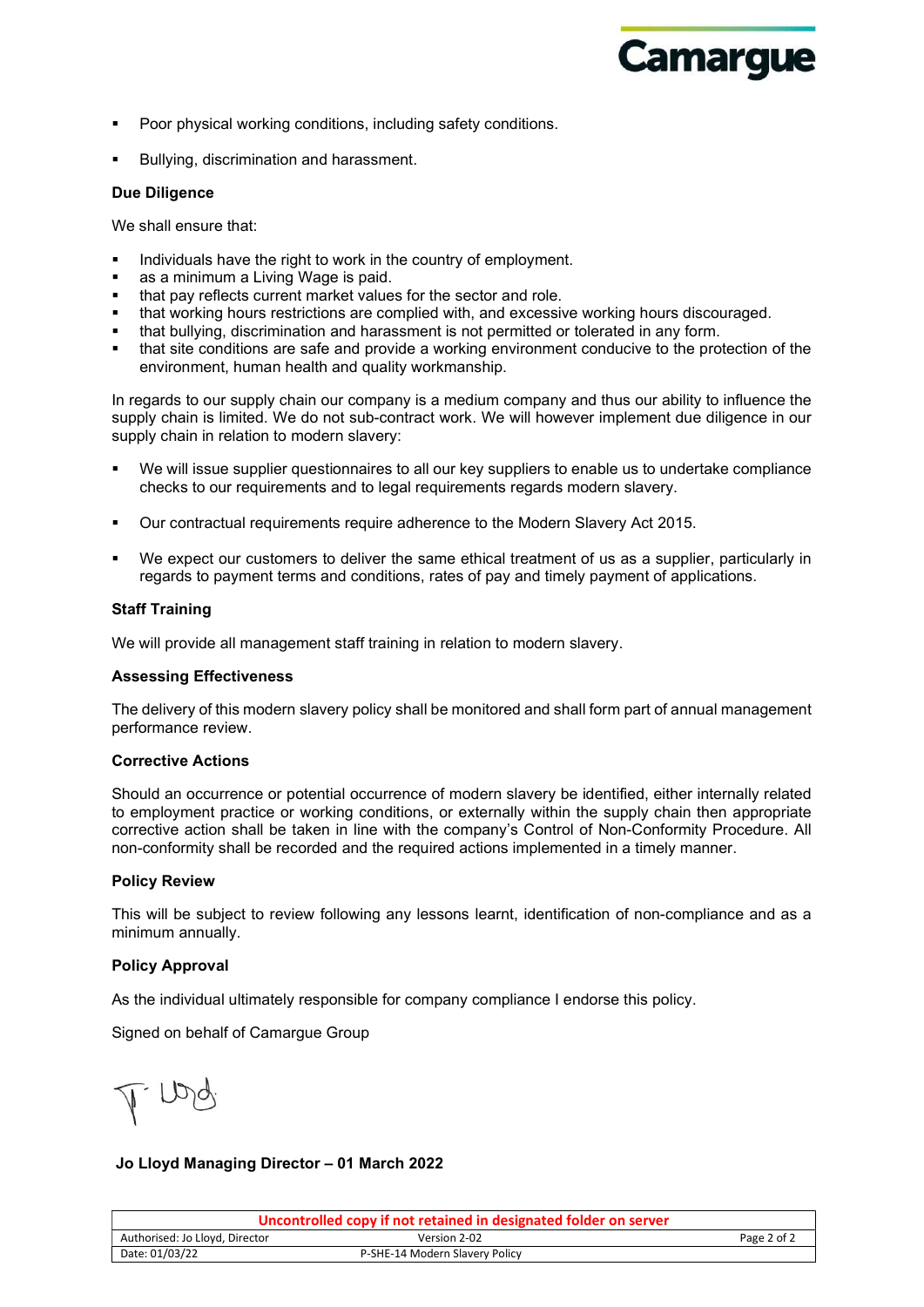- Poor physical working conditions, including safety conditions.
- Bullying, discrimination and harassment.

**Due Diligence**

We shall ensure that:

- Individuals have the right to work in the country of employment.
- as a minimum a Living Wage is paid.
- that pay reflects current market values for the sector and role.
- that working hours restrictions are complied with, and excessive working hours discouraged.
- that bullying, discrimination and harassment is not permitted or tolerated in any form.
- that site conditions are safe and provide a working environment conducive to the protection of the environment, human health and quality workmanship.

In regards to our supply chain our company is a medium company and thus our ability to influence the supply chain is limited. We do not sub-contract work. We will however implement due diligence in our supply chain in relation to modern slavery:

- We will issue supplier questionnaires to all our key suppliers to enable us to undertake compliance checks to our requirements and to legal requirements regards modern slavery.
- Our contractual requirements require adherence to the Modern Slavery Act 2015.
- We expect our customers to deliver the same ethical treatment of us as a supplier, particularly in regards to payment terms and conditions, rates of pay and timely payment of applications.

**Staff Training**

We will provide all management staff training in relation to modern slavery.

**Assessing Effectiveness**

The delivery of this modern slavery policy shall be monitored and shall form part of annual management performance review.

**Corrective Actions**

Should an occurrence or potential occurrence of modern slavery be identified, either internally related to employment practice or working conditions, or externally within the supply chain then appropriate corrective action shall be taken in line with the company's Control of Non-Conformity Procedure. All non-conformity shall be recorded and the required actions implemented in a timely manner.

**Policy Review**

This will be subject to review following any lessons learnt, identification of non-compliance and as a minimum annually.

**Policy Approval**

As the individual ultimately responsible for company compliance I endorse this policy.

Signed on behalf of Camargue Group

**Jo Lloyd Managing Director – 01 March 2022**

| Uncontrolled copy if not retained in designated folder on server | | |
|---|---|---|
| Authorised: Jo Lloyd, Director | Version 2-02 | Page 2 of 2 |
| Date: 01/03/22 | P-SHE-14 Modern Slavery Policy | |